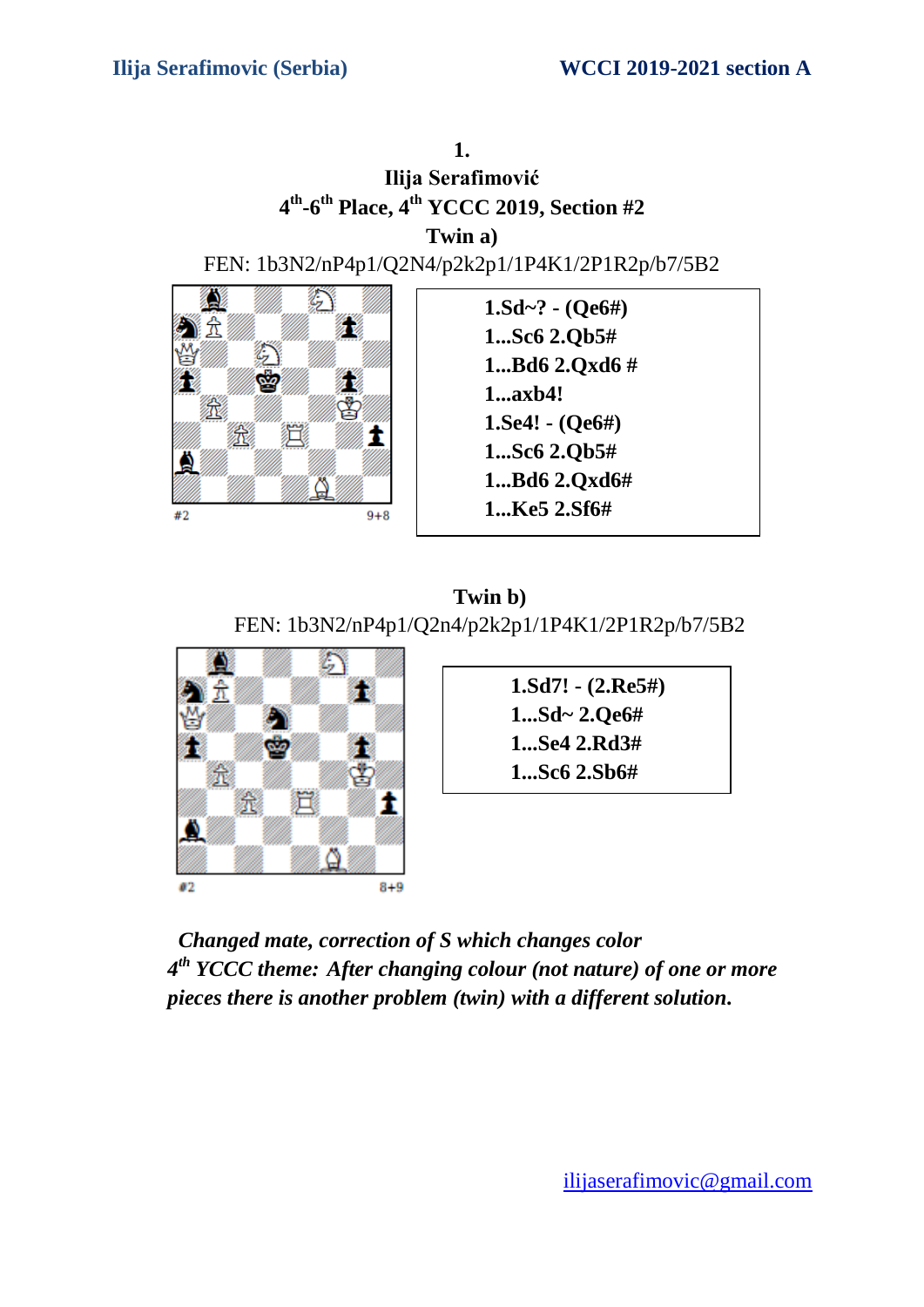**1.**

**Ilija Serafimović**

**4th-6th Place, 4th YCCC 2019, Section #2**

**Twin a)**

FEN: 1b3N2/nP4p1/Q2N4/p2k2p1/1P4K1/2P1R2p/b7/5B2

#2 9+8

**1.Sd~? - (Qe6#)**
**1...Sc6 2.Qb5#**
**1...Bd6 2.Qxd6 #**
**1...axb4!**
**1.Se4! - (Qe6#)**
**1...Sc6 2.Qb5#**
**1...Bd6 2.Qxd6#**
**1...Ke5 2.Sf6#**

**Twin b)**

FEN: 1b3N2/nP4p1/Q2n4/p2k2p1/1P4K1/2P1R2p/b7/5B2

#2 8+9

**1.Sd7! - (2.Re5#)**
**1...Sd~ 2.Qe6#**
**1...Se4 2.Rd3#**
**1...Sc6 2.Sb6#**

*Changed mate, correction of S which changes color*
*4th YCCC theme: After changing colour (not nature) of one or more pieces there is another problem (twin) with a different solution.*

ilijaserafimovic@gmail.com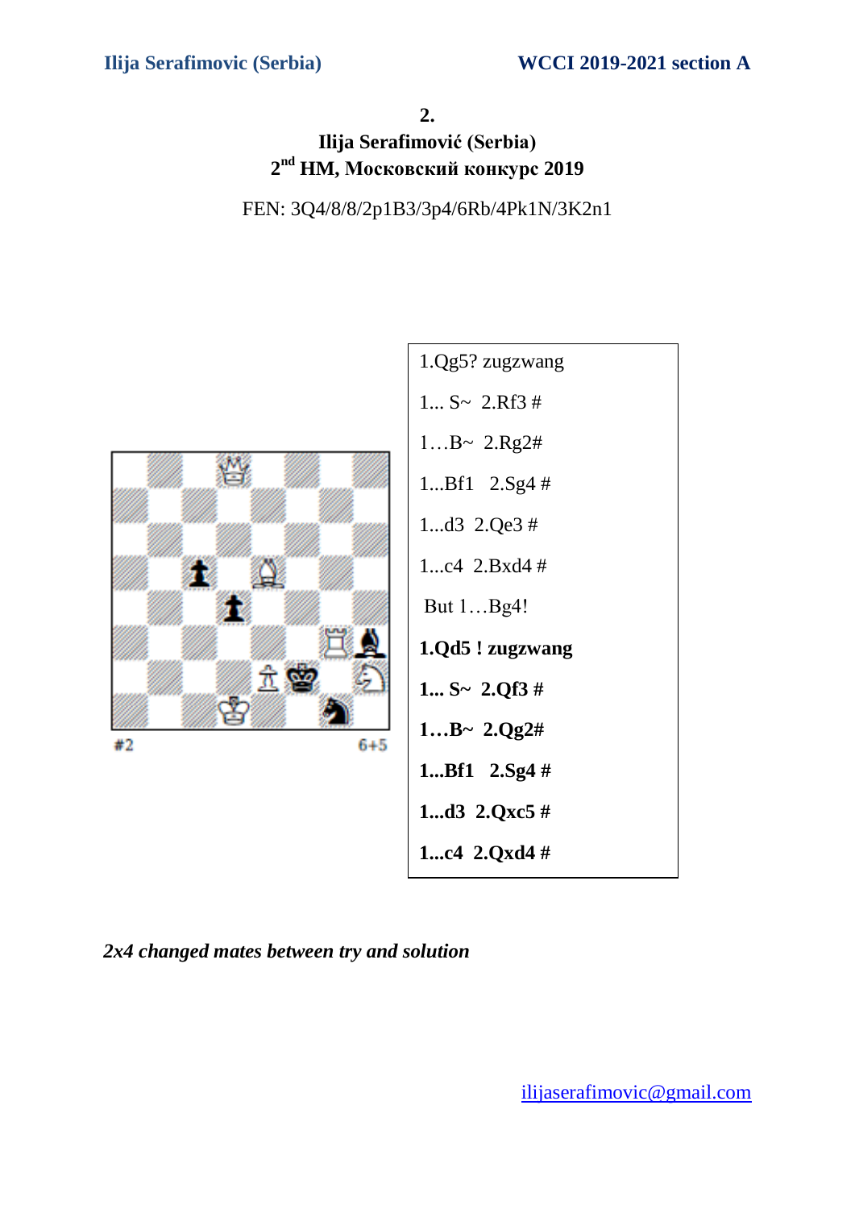**2.**

**Ilija Serafimović (Serbia)**

**2nd HM, Московский конкурс 2019**

FEN: 3Q4/8/8/2p1B3/3p4/6Rb/4Pk1N/3K2n1

#2 6+5

| |
|---|
| 1.Qg5? zugzwang |
| 1... S~ 2.Rf3 # |
| 1…B~ 2.Rg2# |
| 1...Bf1 2.Sg4 # |
| 1...d3 2.Qe3 # |
| 1...c4 2.Bxd4 # |
| But 1…Bg4! |
| **1.Qd5 ! zugzwang** |
| **1... S~ 2.Qf3 #** |
| **1…B~ 2.Qg2#** |
| **1...Bf1 2.Sg4 #** |
| **1...d3 2.Qxc5 #** |
| **1...c4 2.Qxd4 #** |

*2x4 changed mates between try and solution*

ilijaserafimovic@gmail.com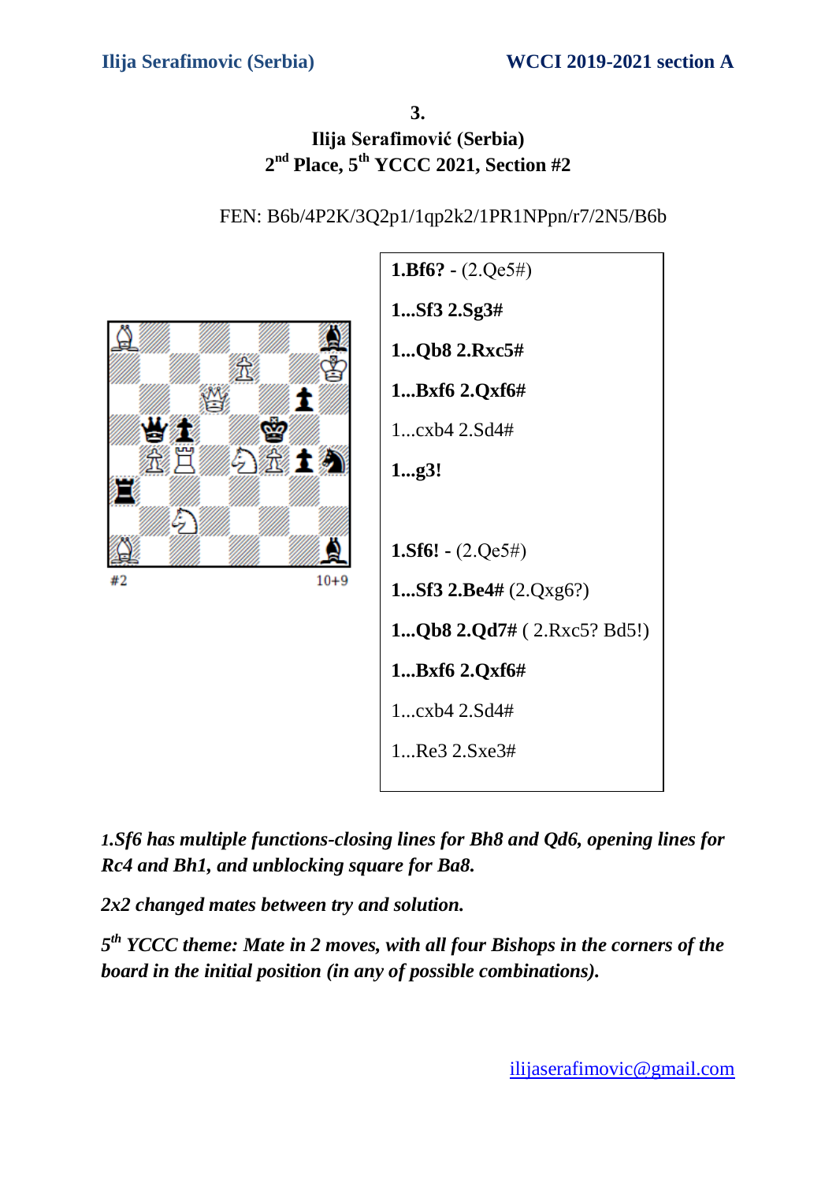**3.**

**Ilija Serafimović (Serbia)**

**2nd Place, 5th YCCC 2021, Section #2**

FEN: B6b/4P2K/3Q2p1/1qp2k2/1PR1NPpn/r7/2N5/B6b

#2 10+9

**1.Bf6? -** (2.Qe5#)

**1...Sf3 2.Sg3#**

**1...Qb8 2.Rxc5#**

**1...Bxf6 2.Qxf6#**

1...cxb4 2.Sd4#

**1...g3!**

**1.Sf6! -** (2.Qe5#)

**1...Sf3 2.Be4#** (2.Qxg6?)

**1...Qb8 2.Qd7#** ( 2.Rxc5? Bd5!)

**1...Bxf6 2.Qxf6#**

1...cxb4 2.Sd4#

1...Re3 2.Sxe3#

***1.Sf6 has multiple functions-closing lines for Bh8 and Qd6, opening lines for Rc4 and Bh1, and unblocking square for Ba8.***

***2x2 changed mates between try and solution.***

***5th YCCC theme: Mate in 2 moves, with all four Bishops in the corners of the board in the initial position (in any of possible combinations).***

ilijaserafimovic@gmail.com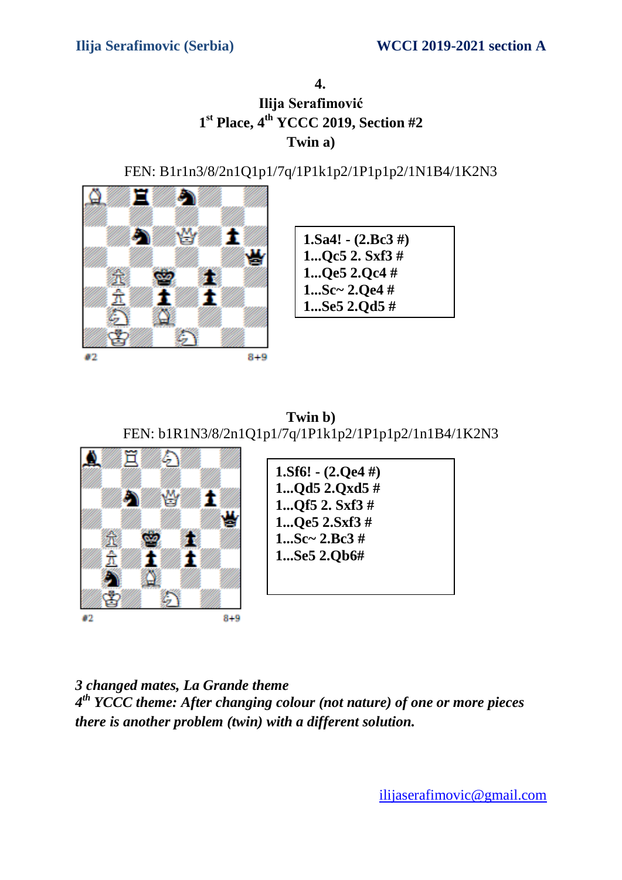**4.**

**Ilija Serafimović**

**1st Place, 4th YCCC 2019, Section #2**

**Twin a)**

FEN: B1r1n3/8/2n1Q1p1/7q/1P1k1p2/1P1p1p2/1N1B4/1K2N3

#2 8+9

**1.Sa4! - (2.Bc3 #)**
**1...Qc5 2. Sxf3 #**
**1...Qe5 2.Qc4 #**
**1...Sc~ 2.Qe4 #**
**1...Se5 2.Qd5 #**

**Twin b)**

FEN: b1R1N3/8/2n1Q1p1/7q/1P1k1p2/1P1p1p2/1n1B4/1K2N3

#2 8+9

**1.Sf6! - (2.Qe4 #)**
**1...Qd5 2.Qxd5 #**
**1...Qf5 2. Sxf3 #**
**1...Qe5 2.Sxf3 #**
**1...Sc~ 2.Bc3 #**
**1...Se5 2.Qb6#**

***3 changed mates, La Grande theme***

***4th YCCC theme: After changing colour (not nature) of one or more pieces there is another problem (twin) with a different solution.***

ilijaserafimovic@gmail.com